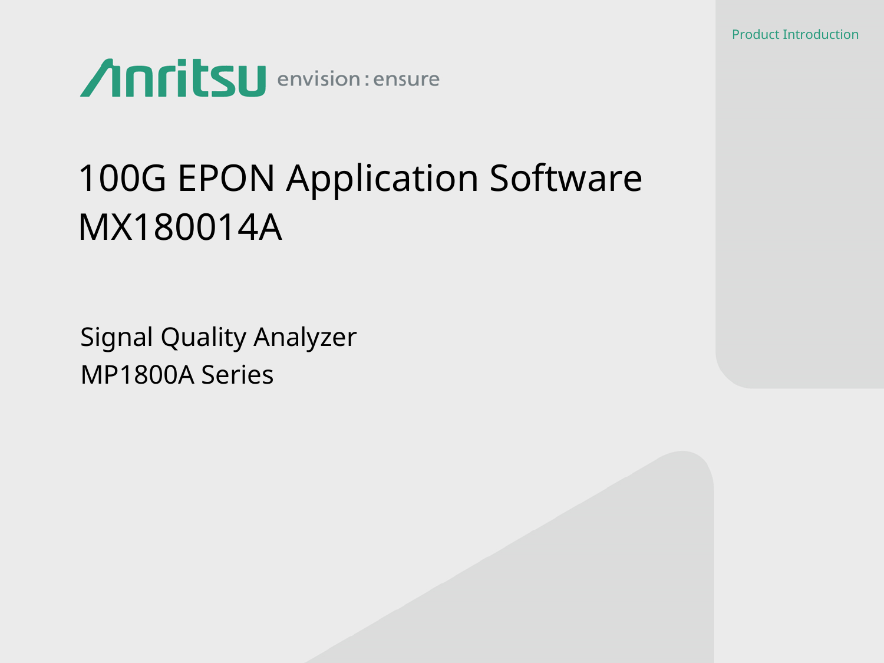Product Introduction

Anritsu envision : ensure

# 100G EPON Application Software MX180014A

## Signal Quality Analyzer MP1800A Series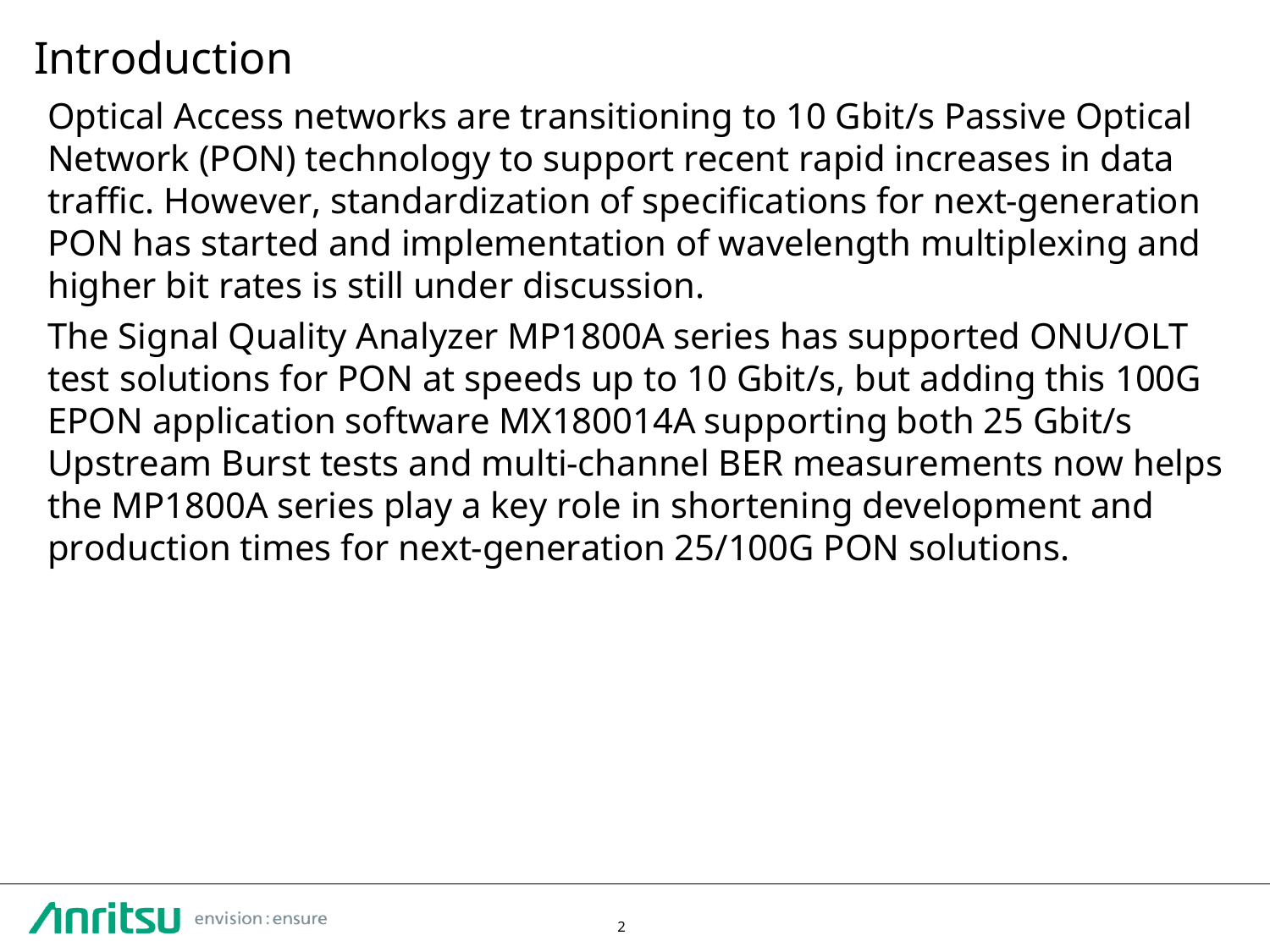# Introduction

Optical Access networks are transitioning to 10 Gbit/s Passive Optical Network (PON) technology to support recent rapid increases in data traffic. However, standardization of specifications for next-generation PON has started and implementation of wavelength multiplexing and higher bit rates is still under discussion.

The Signal Quality Analyzer MP1800A series has supported ONU/OLT test solutions for PON at speeds up to 10 Gbit/s, but adding this 100G EPON application software MX180014A supporting both 25 Gbit/s Upstream Burst tests and multi-channel BER measurements now helps the MP1800A series play a key role in shortening development and production times for next-generation 25/100G PON solutions.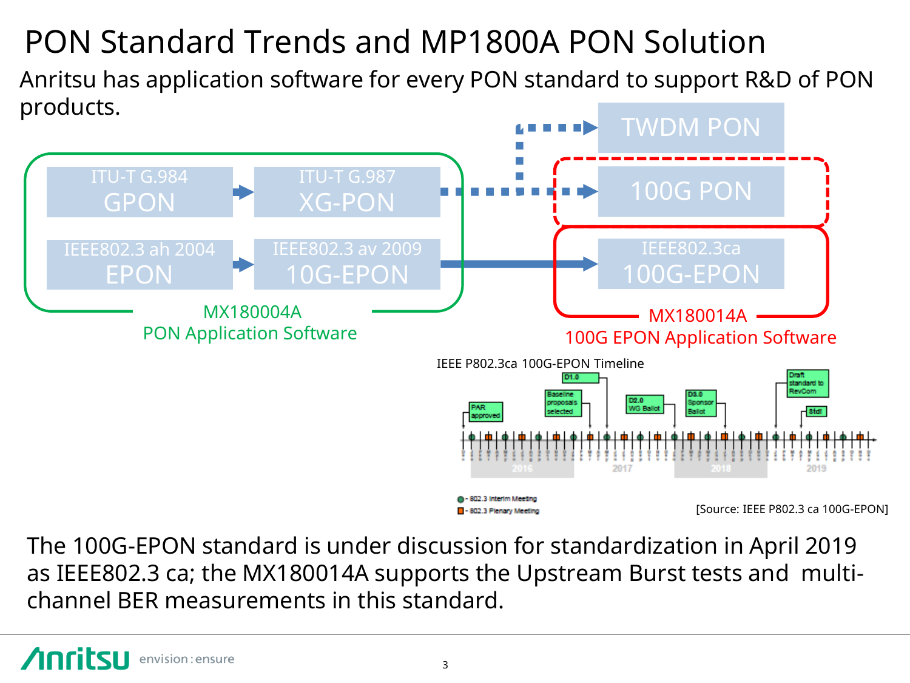# PON Standard Trends and MP1800A PON Solution

Anritsu has application software for every PON standard to support R&D of PON products.

ITU-T G.984
GPON

ITU-T G.987
XG-PON

IEEE802.3 ah 2004
EPON

IEEE802.3 av 2009
10G-EPON

TWDM PON

100G PON

IEEE802.3ca
100G-EPON

MX180004A
PON Application Software

MX180014A
100G EPON Application Software

IEEE P802.3ca 100G-EPON Timeline

PAR approved — Baseline proposals selected — D1.0 — D2.0 WG Ballot — D3.0 Sponsor Ballot — Draft standard to RevCom — Std!

2016 2017 2018 2019

- 802.3 Interim Meeting
- 802.3 Plenary Meeting

[Source: IEEE P802.3 ca 100G-EPON]

The 100G-EPON standard is under discussion for standardization in April 2019 as IEEE802.3 ca; the MX180014A supports the Upstream Burst tests and multi-channel BER measurements in this standard.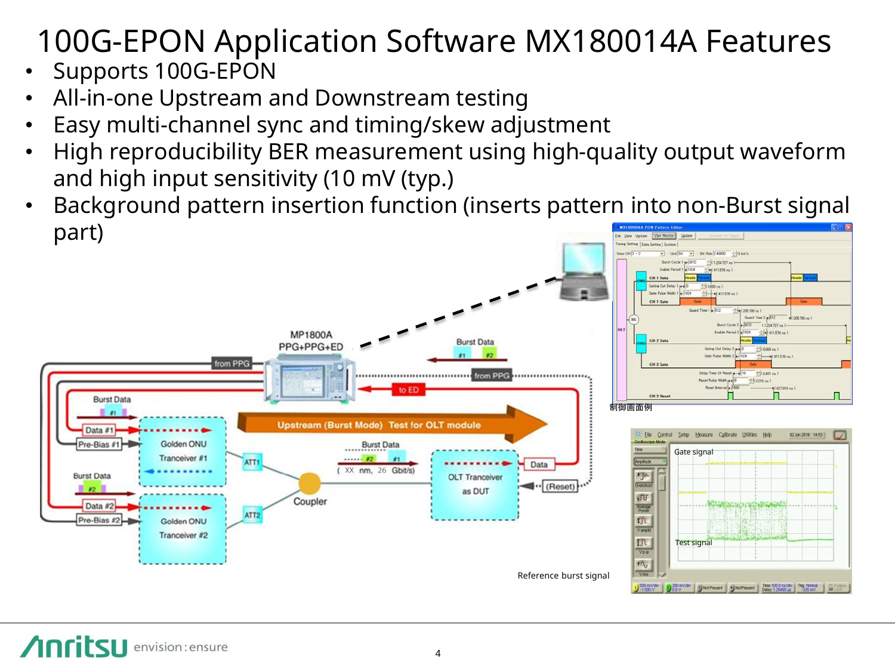# 100G-EPON Application Software MX180014A Features

- Supports 100G-EPON
- All-in-one Upstream and Downstream testing
- Easy multi-channel sync and timing/skew adjustment
- High reproducibility BER measurement using high-quality output waveform and high input sensitivity (10 mV (typ.)
- Background pattern insertion function (inserts pattern into non-Burst signal part)

MP1800A PPG+PPG+ED

Upstream (Burst Mode) Test for OLT module

制御画面例

Gate signal

Test signal

Reference burst signal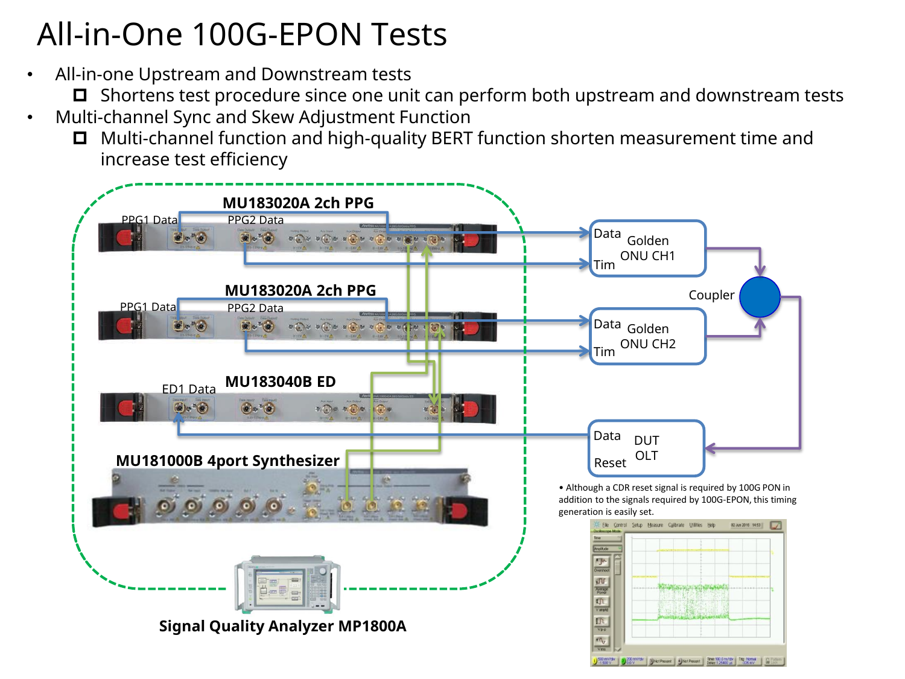# All-in-One 100G-EPON Tests

- All-in-one Upstream and Downstream tests
  - Shortens test procedure since one unit can perform both upstream and downstream tests
- Multi-channel Sync and Skew Adjustment Function
  - Multi-channel function and high-quality BERT function shorten measurement time and increase test efficiency

MU183020A 2ch PPG

PPG1 Data PPG2 Data

MU183020A 2ch PPG

PPG1 Data PPG2 Data

MU183040B ED

ED1 Data

MU181000B 4port Synthesizer

Signal Quality Analyzer MP1800A

Data Tim Golden ONU CH1

Data Tim Golden ONU CH2

Coupler

Data Reset DUT OLT

- Although a CDR reset signal is required by 100G PON in addition to the signals required by 100G-EPON, this timing generation is easily set.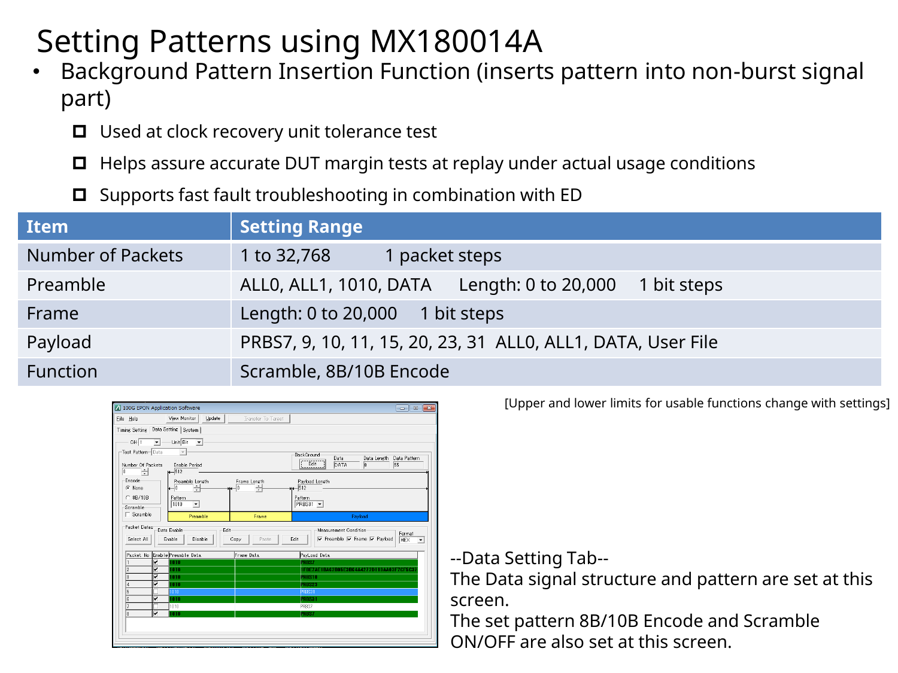# Setting Patterns using MX180014A

- Background Pattern Insertion Function (inserts pattern into non-burst signal part)
  - Used at clock recovery unit tolerance test
  - Helps assure accurate DUT margin tests at replay under actual usage conditions
  - Supports fast fault troubleshooting in combination with ED

| Item | Setting Range |
|---|---|
| Number of Packets | 1 to 32,768　　1 packet steps |
| Preamble | ALL0, ALL1, 1010, DATA　　Length: 0 to 20,000　　1 bit steps |
| Frame | Length: 0 to 20,000　　1 bit steps |
| Payload | PRBS7, 9, 10, 11, 15, 20, 23, 31　ALL0, ALL1, DATA, User File |
| Function | Scramble, 8B/10B Encode |

[Upper and lower limits for usable functions change with settings]

--Data Setting Tab--
The Data signal structure and pattern are set at this screen.
The set pattern 8B/10B Encode and Scramble ON/OFF are also set at this screen.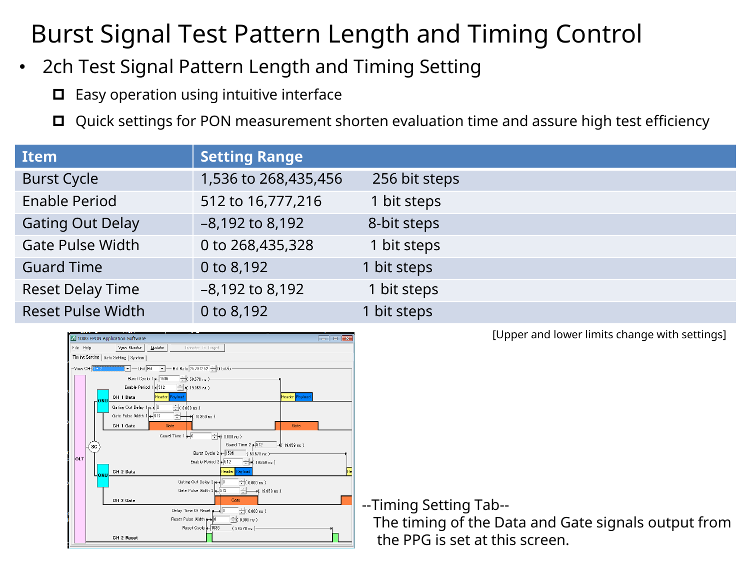# Burst Signal Test Pattern Length and Timing Control

- 2ch Test Signal Pattern Length and Timing Setting
  - Easy operation using intuitive interface
  - Quick settings for PON measurement shorten evaluation time and assure high test efficiency

| Item | Setting Range | |
|---|---|---|
| Burst Cycle | 1,536 to 268,435,456 | 256 bit steps |
| Enable Period | 512 to 16,777,216 | 1 bit steps |
| Gating Out Delay | –8,192 to 8,192 | 8-bit steps |
| Gate Pulse Width | 0 to 268,435,328 | 1 bit steps |
| Guard Time | 0 to 8,192 | 1 bit steps |
| Reset Delay Time | –8,192 to 8,192 | 1 bit steps |
| Reset Pulse Width | 0 to 8,192 | 1 bit steps |

[Upper and lower limits change with settings]

--Timing Setting Tab--
The timing of the Data and Gate signals output from the PPG is set at this screen.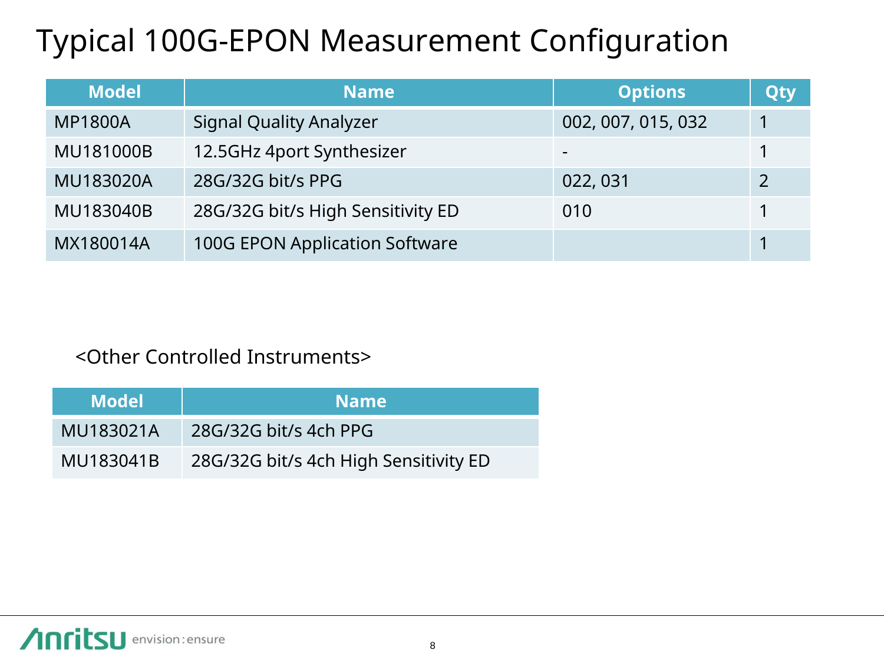# Typical 100G-EPON Measurement Configuration

| Model | Name | Options | Qty |
|---|---|---|---|
| MP1800A | Signal Quality Analyzer | 002, 007, 015, 032 | 1 |
| MU181000B | 12.5GHz 4port Synthesizer | - | 1 |
| MU183020A | 28G/32G bit/s PPG | 022, 031 | 2 |
| MU183040B | 28G/32G bit/s High Sensitivity ED | 010 | 1 |
| MX180014A | 100G EPON Application Software | | 1 |

<Other Controlled Instruments>

| Model | Name |
|---|---|
| MU183021A | 28G/32G bit/s 4ch PPG |
| MU183041B | 28G/32G bit/s 4ch High Sensitivity ED |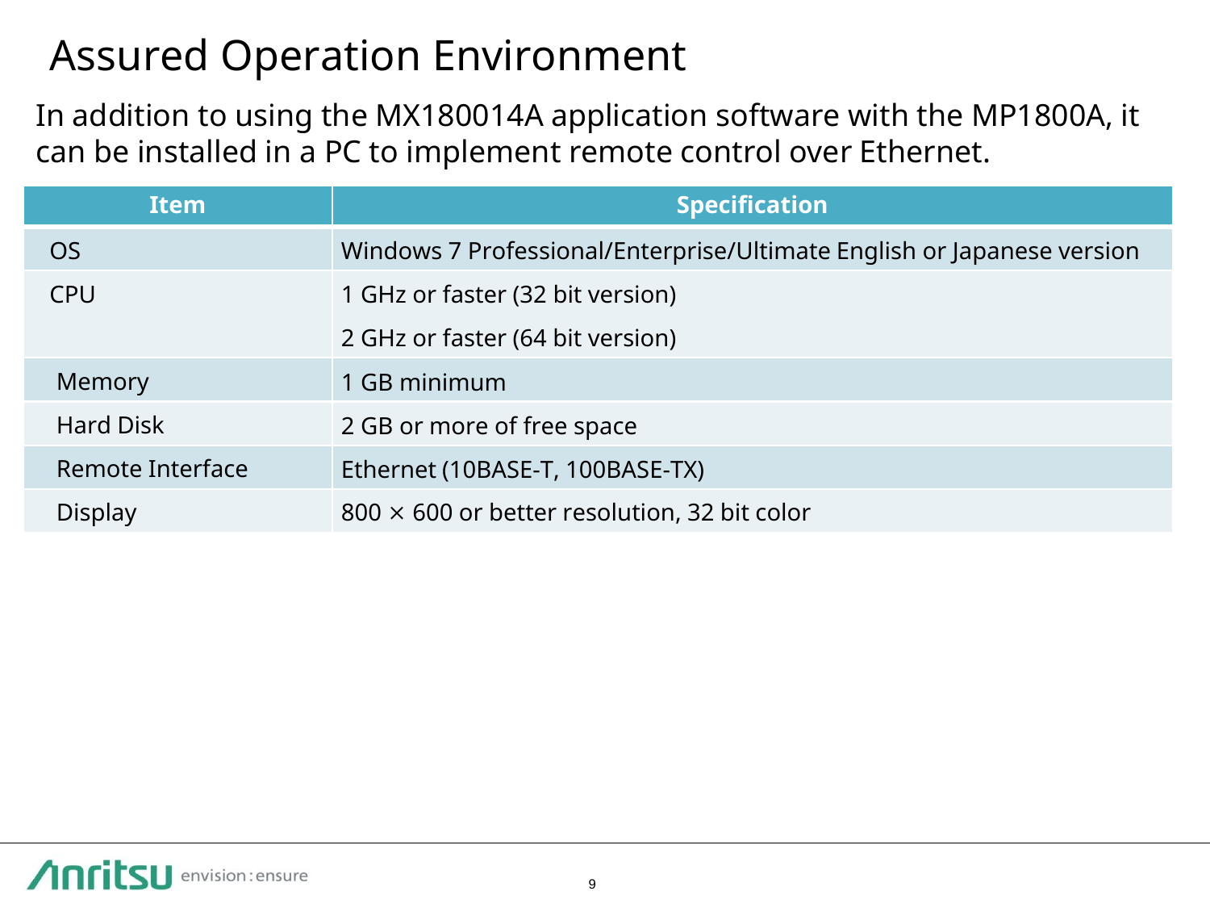# Assured Operation Environment

In addition to using the MX180014A application software with the MP1800A, it can be installed in a PC to implement remote control over Ethernet.

| Item | Specification |
|---|---|
| OS | Windows 7 Professional/Enterprise/Ultimate English or Japanese version |
| CPU | 1 GHz or faster (32 bit version)<br>2 GHz or faster (64 bit version) |
| Memory | 1 GB minimum |
| Hard Disk | 2 GB or more of free space |
| Remote Interface | Ethernet (10BASE-T, 100BASE-TX) |
| Display | 800 × 600 or better resolution, 32 bit color |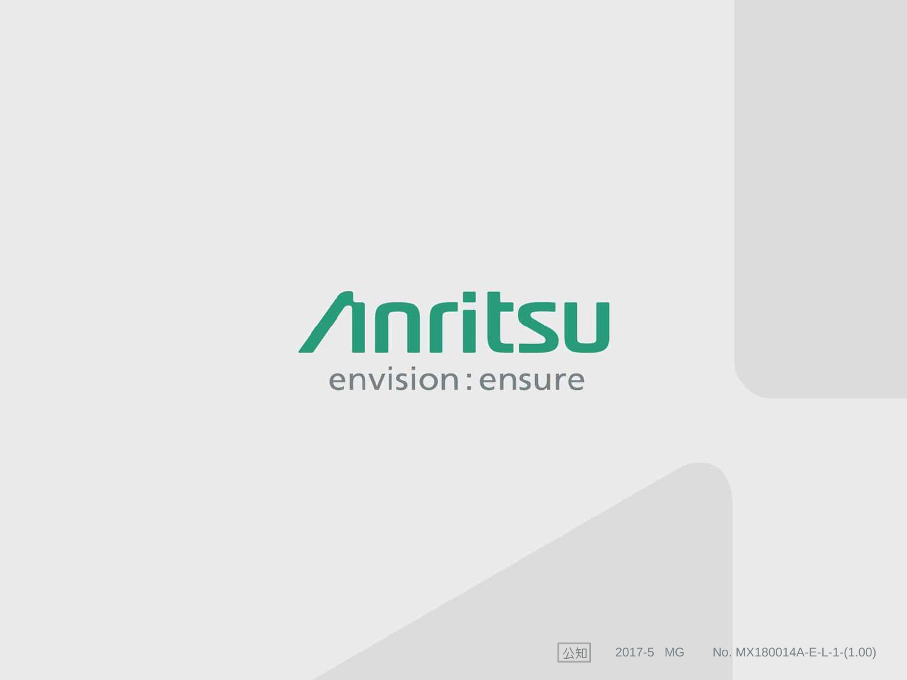Anritsu

envision : ensure

公知　2017-5 MG　No. MX180014A-E-L-1-(1.00)